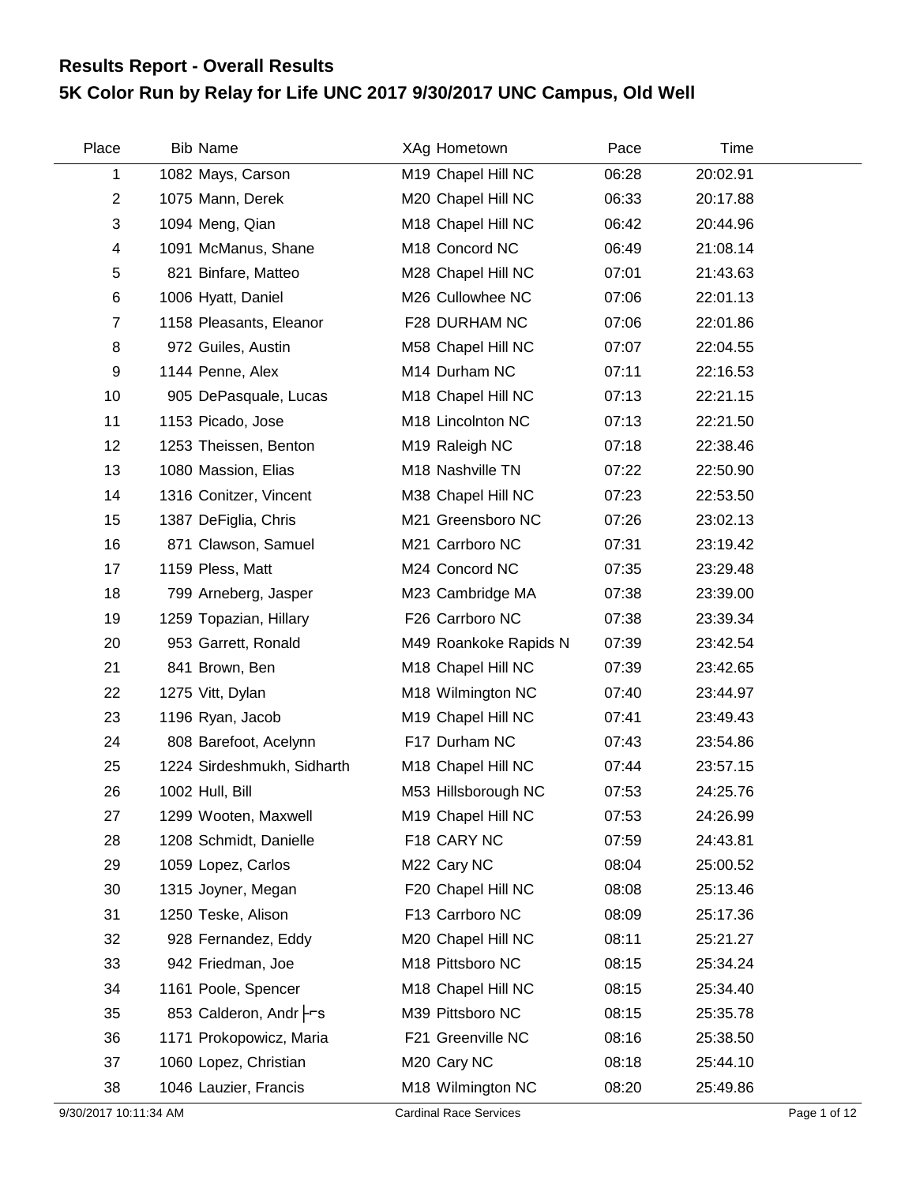# Results Report - Overall Results

## 5K Color Run by Relay for Life UNC 2017 9/30/2017 UNC Campus, Old Well

| Place | Bib | Name | XAg | Hometown | Pace | Time |
|---|---|---|---|---|---|---|
| 1 | 1082 | Mays, Carson | M19 | Chapel Hill NC | 06:28 | 20:02.91 |
| 2 | 1075 | Mann, Derek | M20 | Chapel Hill NC | 06:33 | 20:17.88 |
| 3 | 1094 | Meng, Qian | M18 | Chapel Hill NC | 06:42 | 20:44.96 |
| 4 | 1091 | McManus, Shane | M18 | Concord NC | 06:49 | 21:08.14 |
| 5 | 821 | Binfare, Matteo | M28 | Chapel Hill NC | 07:01 | 21:43.63 |
| 6 | 1006 | Hyatt, Daniel | M26 | Cullowhee NC | 07:06 | 22:01.13 |
| 7 | 1158 | Pleasants, Eleanor | F28 | DURHAM NC | 07:06 | 22:01.86 |
| 8 | 972 | Guiles, Austin | M58 | Chapel Hill NC | 07:07 | 22:04.55 |
| 9 | 1144 | Penne, Alex | M14 | Durham NC | 07:11 | 22:16.53 |
| 10 | 905 | DePasquale, Lucas | M18 | Chapel Hill NC | 07:13 | 22:21.15 |
| 11 | 1153 | Picado, Jose | M18 | Lincolnton NC | 07:13 | 22:21.50 |
| 12 | 1253 | Theissen, Benton | M19 | Raleigh NC | 07:18 | 22:38.46 |
| 13 | 1080 | Massion, Elias | M18 | Nashville TN | 07:22 | 22:50.90 |
| 14 | 1316 | Conitzer, Vincent | M38 | Chapel Hill NC | 07:23 | 22:53.50 |
| 15 | 1387 | DeFiglia, Chris | M21 | Greensboro NC | 07:26 | 23:02.13 |
| 16 | 871 | Clawson, Samuel | M21 | Carrboro NC | 07:31 | 23:19.42 |
| 17 | 1159 | Pless, Matt | M24 | Concord NC | 07:35 | 23:29.48 |
| 18 | 799 | Arneberg, Jasper | M23 | Cambridge MA | 07:38 | 23:39.00 |
| 19 | 1259 | Topazian, Hillary | F26 | Carrboro NC | 07:38 | 23:39.34 |
| 20 | 953 | Garrett, Ronald | M49 | Roankoke Rapids N | 07:39 | 23:42.54 |
| 21 | 841 | Brown, Ben | M18 | Chapel Hill NC | 07:39 | 23:42.65 |
| 22 | 1275 | Vitt, Dylan | M18 | Wilmington NC | 07:40 | 23:44.97 |
| 23 | 1196 | Ryan, Jacob | M19 | Chapel Hill NC | 07:41 | 23:49.43 |
| 24 | 808 | Barefoot, Acelynn | F17 | Durham NC | 07:43 | 23:54.86 |
| 25 | 1224 | Sirdeshmukh, Sidharth | M18 | Chapel Hill NC | 07:44 | 23:57.15 |
| 26 | 1002 | Hull, Bill | M53 | Hillsborough NC | 07:53 | 24:25.76 |
| 27 | 1299 | Wooten, Maxwell | M19 | Chapel Hill NC | 07:53 | 24:26.99 |
| 28 | 1208 | Schmidt, Danielle | F18 | CARY NC | 07:59 | 24:43.81 |
| 29 | 1059 | Lopez, Carlos | M22 | Cary NC | 08:04 | 25:00.52 |
| 30 | 1315 | Joyner, Megan | F20 | Chapel Hill NC | 08:08 | 25:13.46 |
| 31 | 1250 | Teske, Alison | F13 | Carrboro NC | 08:09 | 25:17.36 |
| 32 | 928 | Fernandez, Eddy | M20 | Chapel Hill NC | 08:11 | 25:21.27 |
| 33 | 942 | Friedman, Joe | M18 | Pittsboro NC | 08:15 | 25:34.24 |
| 34 | 1161 | Poole, Spencer | M18 | Chapel Hill NC | 08:15 | 25:34.40 |
| 35 | 853 | Calderon, Andr├s | M39 | Pittsboro NC | 08:15 | 25:35.78 |
| 36 | 1171 | Prokopowicz, Maria | F21 | Greenville NC | 08:16 | 25:38.50 |
| 37 | 1060 | Lopez, Christian | M20 | Cary NC | 08:18 | 25:44.10 |
| 38 | 1046 | Lauzier, Francis | M18 | Wilmington NC | 08:20 | 25:49.86 |

9/30/2017 10:11:34 AM Cardinal Race Services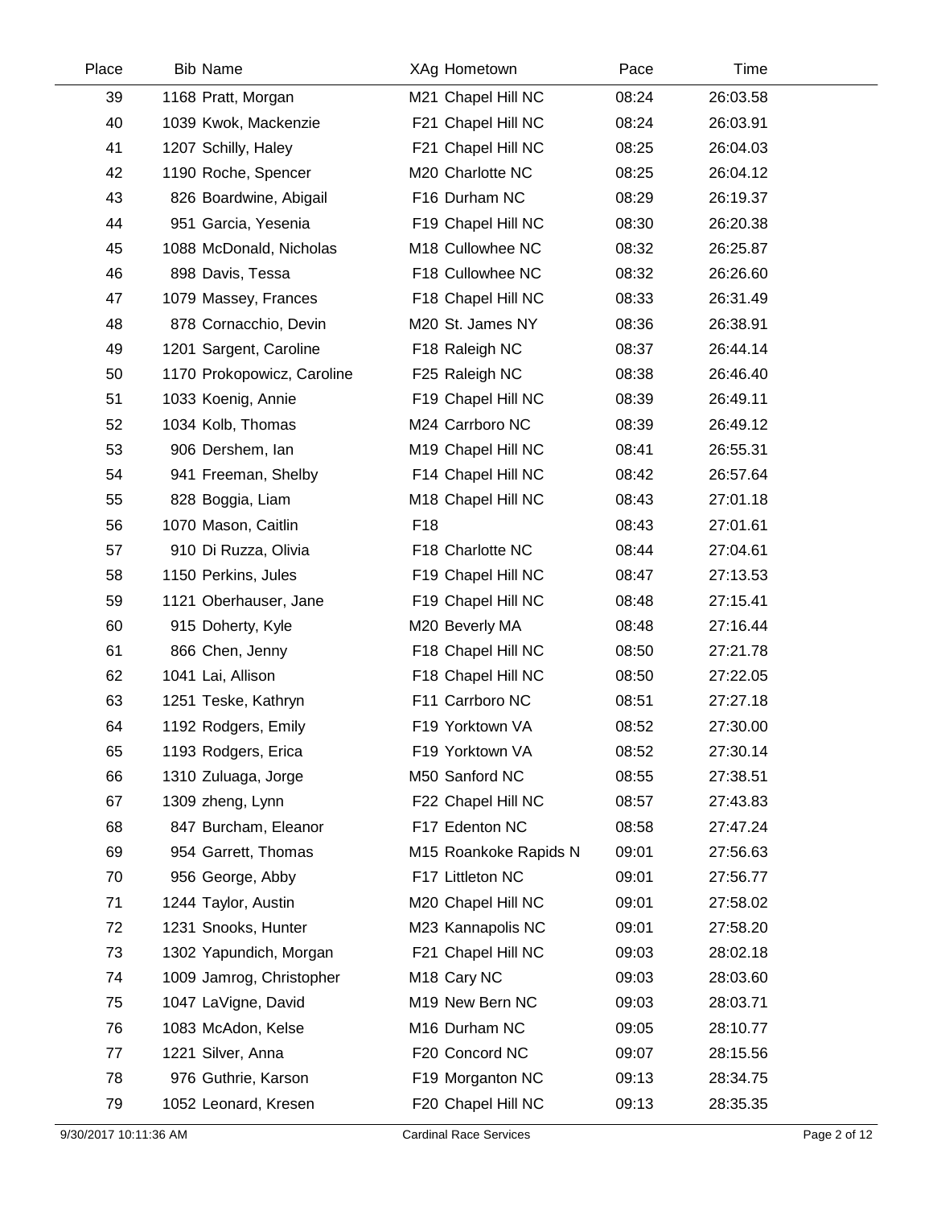| Place | Bib | Name | XAg | Hometown | Pace | Time |
|---|---|---|---|---|---|---|
| 39 | 1168 | Pratt, Morgan | M21 | Chapel Hill NC | 08:24 | 26:03.58 |
| 40 | 1039 | Kwok, Mackenzie | F21 | Chapel Hill NC | 08:24 | 26:03.91 |
| 41 | 1207 | Schilly, Haley | F21 | Chapel Hill NC | 08:25 | 26:04.03 |
| 42 | 1190 | Roche, Spencer | M20 | Charlotte NC | 08:25 | 26:04.12 |
| 43 | 826 | Boardwine, Abigail | F16 | Durham NC | 08:29 | 26:19.37 |
| 44 | 951 | Garcia, Yesenia | F19 | Chapel Hill NC | 08:30 | 26:20.38 |
| 45 | 1088 | McDonald, Nicholas | M18 | Cullowhee NC | 08:32 | 26:25.87 |
| 46 | 898 | Davis, Tessa | F18 | Cullowhee NC | 08:32 | 26:26.60 |
| 47 | 1079 | Massey, Frances | F18 | Chapel Hill NC | 08:33 | 26:31.49 |
| 48 | 878 | Cornacchio, Devin | M20 | St. James NY | 08:36 | 26:38.91 |
| 49 | 1201 | Sargent, Caroline | F18 | Raleigh NC | 08:37 | 26:44.14 |
| 50 | 1170 | Prokopowicz, Caroline | F25 | Raleigh NC | 08:38 | 26:46.40 |
| 51 | 1033 | Koenig, Annie | F19 | Chapel Hill NC | 08:39 | 26:49.11 |
| 52 | 1034 | Kolb, Thomas | M24 | Carrboro NC | 08:39 | 26:49.12 |
| 53 | 906 | Dershem, Ian | M19 | Chapel Hill NC | 08:41 | 26:55.31 |
| 54 | 941 | Freeman, Shelby | F14 | Chapel Hill NC | 08:42 | 26:57.64 |
| 55 | 828 | Boggia, Liam | M18 | Chapel Hill NC | 08:43 | 27:01.18 |
| 56 | 1070 | Mason, Caitlin | F18 | | 08:43 | 27:01.61 |
| 57 | 910 | Di Ruzza, Olivia | F18 | Charlotte NC | 08:44 | 27:04.61 |
| 58 | 1150 | Perkins, Jules | F19 | Chapel Hill NC | 08:47 | 27:13.53 |
| 59 | 1121 | Oberhauser, Jane | F19 | Chapel Hill NC | 08:48 | 27:15.41 |
| 60 | 915 | Doherty, Kyle | M20 | Beverly MA | 08:48 | 27:16.44 |
| 61 | 866 | Chen, Jenny | F18 | Chapel Hill NC | 08:50 | 27:21.78 |
| 62 | 1041 | Lai, Allison | F18 | Chapel Hill NC | 08:50 | 27:22.05 |
| 63 | 1251 | Teske, Kathryn | F11 | Carrboro NC | 08:51 | 27:27.18 |
| 64 | 1192 | Rodgers, Emily | F19 | Yorktown VA | 08:52 | 27:30.00 |
| 65 | 1193 | Rodgers, Erica | F19 | Yorktown VA | 08:52 | 27:30.14 |
| 66 | 1310 | Zuluaga, Jorge | M50 | Sanford NC | 08:55 | 27:38.51 |
| 67 | 1309 | zheng, Lynn | F22 | Chapel Hill NC | 08:57 | 27:43.83 |
| 68 | 847 | Burcham, Eleanor | F17 | Edenton NC | 08:58 | 27:47.24 |
| 69 | 954 | Garrett, Thomas | M15 | Roankoke Rapids N | 09:01 | 27:56.63 |
| 70 | 956 | George, Abby | F17 | Littleton NC | 09:01 | 27:56.77 |
| 71 | 1244 | Taylor, Austin | M20 | Chapel Hill NC | 09:01 | 27:58.02 |
| 72 | 1231 | Snooks, Hunter | M23 | Kannapolis NC | 09:01 | 27:58.20 |
| 73 | 1302 | Yapundich, Morgan | F21 | Chapel Hill NC | 09:03 | 28:02.18 |
| 74 | 1009 | Jamrog, Christopher | M18 | Cary NC | 09:03 | 28:03.60 |
| 75 | 1047 | LaVigne, David | M19 | New Bern NC | 09:03 | 28:03.71 |
| 76 | 1083 | McAdon, Kelse | M16 | Durham NC | 09:05 | 28:10.77 |
| 77 | 1221 | Silver, Anna | F20 | Concord NC | 09:07 | 28:15.56 |
| 78 | 976 | Guthrie, Karson | F19 | Morganton NC | 09:13 | 28:34.75 |
| 79 | 1052 | Leonard, Kresen | F20 | Chapel Hill NC | 09:13 | 28:35.35 |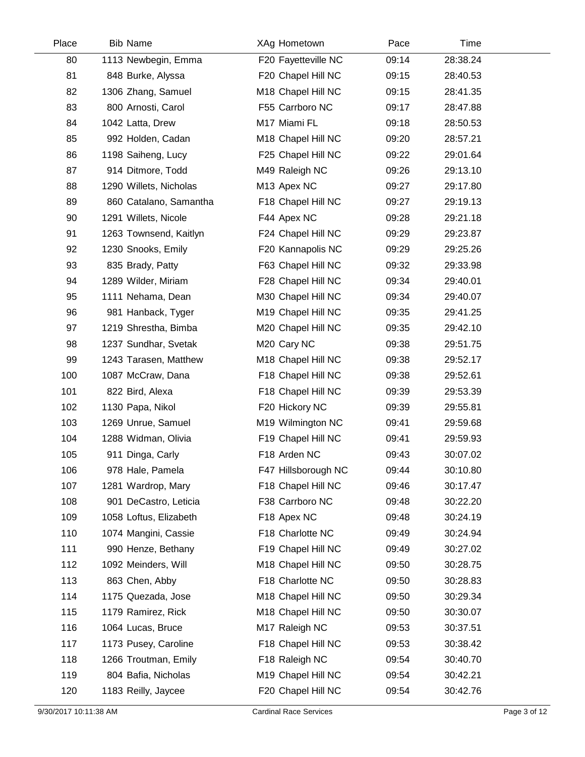| Place | Bib | Name | XAg | Hometown | Pace | Time |
|---|---|---|---|---|---|---|
| 80 | 1113 | Newbegin, Emma | F20 | Fayetteville NC | 09:14 | 28:38.24 |
| 81 | 848 | Burke, Alyssa | F20 | Chapel Hill NC | 09:15 | 28:40.53 |
| 82 | 1306 | Zhang, Samuel | M18 | Chapel Hill NC | 09:15 | 28:41.35 |
| 83 | 800 | Arnosti, Carol | F55 | Carrboro NC | 09:17 | 28:47.88 |
| 84 | 1042 | Latta, Drew | M17 | Miami FL | 09:18 | 28:50.53 |
| 85 | 992 | Holden, Cadan | M18 | Chapel Hill NC | 09:20 | 28:57.21 |
| 86 | 1198 | Saiheng, Lucy | F25 | Chapel Hill NC | 09:22 | 29:01.64 |
| 87 | 914 | Ditmore, Todd | M49 | Raleigh NC | 09:26 | 29:13.10 |
| 88 | 1290 | Willets, Nicholas | M13 | Apex NC | 09:27 | 29:17.80 |
| 89 | 860 | Catalano, Samantha | F18 | Chapel Hill NC | 09:27 | 29:19.13 |
| 90 | 1291 | Willets, Nicole | F44 | Apex NC | 09:28 | 29:21.18 |
| 91 | 1263 | Townsend, Kaitlyn | F24 | Chapel Hill NC | 09:29 | 29:23.87 |
| 92 | 1230 | Snooks, Emily | F20 | Kannapolis NC | 09:29 | 29:25.26 |
| 93 | 835 | Brady, Patty | F63 | Chapel Hill NC | 09:32 | 29:33.98 |
| 94 | 1289 | Wilder, Miriam | F28 | Chapel Hill NC | 09:34 | 29:40.01 |
| 95 | 1111 | Nehama, Dean | M30 | Chapel Hill NC | 09:34 | 29:40.07 |
| 96 | 981 | Hanback, Tyger | M19 | Chapel Hill NC | 09:35 | 29:41.25 |
| 97 | 1219 | Shrestha, Bimba | M20 | Chapel Hill NC | 09:35 | 29:42.10 |
| 98 | 1237 | Sundhar, Svetak | M20 | Cary NC | 09:38 | 29:51.75 |
| 99 | 1243 | Tarasen, Matthew | M18 | Chapel Hill NC | 09:38 | 29:52.17 |
| 100 | 1087 | McCraw, Dana | F18 | Chapel Hill NC | 09:38 | 29:52.61 |
| 101 | 822 | Bird, Alexa | F18 | Chapel Hill NC | 09:39 | 29:53.39 |
| 102 | 1130 | Papa, Nikol | F20 | Hickory NC | 09:39 | 29:55.81 |
| 103 | 1269 | Unrue, Samuel | M19 | Wilmington NC | 09:41 | 29:59.68 |
| 104 | 1288 | Widman, Olivia | F19 | Chapel Hill NC | 09:41 | 29:59.93 |
| 105 | 911 | Dinga, Carly | F18 | Arden NC | 09:43 | 30:07.02 |
| 106 | 978 | Hale, Pamela | F47 | Hillsborough NC | 09:44 | 30:10.80 |
| 107 | 1281 | Wardrop, Mary | F18 | Chapel Hill NC | 09:46 | 30:17.47 |
| 108 | 901 | DeCastro, Leticia | F38 | Carrboro NC | 09:48 | 30:22.20 |
| 109 | 1058 | Loftus, Elizabeth | F18 | Apex NC | 09:48 | 30:24.19 |
| 110 | 1074 | Mangini, Cassie | F18 | Charlotte NC | 09:49 | 30:24.94 |
| 111 | 990 | Henze, Bethany | F19 | Chapel Hill NC | 09:49 | 30:27.02 |
| 112 | 1092 | Meinders, Will | M18 | Chapel Hill NC | 09:50 | 30:28.75 |
| 113 | 863 | Chen, Abby | F18 | Charlotte NC | 09:50 | 30:28.83 |
| 114 | 1175 | Quezada, Jose | M18 | Chapel Hill NC | 09:50 | 30:29.34 |
| 115 | 1179 | Ramirez, Rick | M18 | Chapel Hill NC | 09:50 | 30:30.07 |
| 116 | 1064 | Lucas, Bruce | M17 | Raleigh NC | 09:53 | 30:37.51 |
| 117 | 1173 | Pusey, Caroline | F18 | Chapel Hill NC | 09:53 | 30:38.42 |
| 118 | 1266 | Troutman, Emily | F18 | Raleigh NC | 09:54 | 30:40.70 |
| 119 | 804 | Bafia, Nicholas | M19 | Chapel Hill NC | 09:54 | 30:42.21 |
| 120 | 1183 | Reilly, Jaycee | F20 | Chapel Hill NC | 09:54 | 30:42.76 |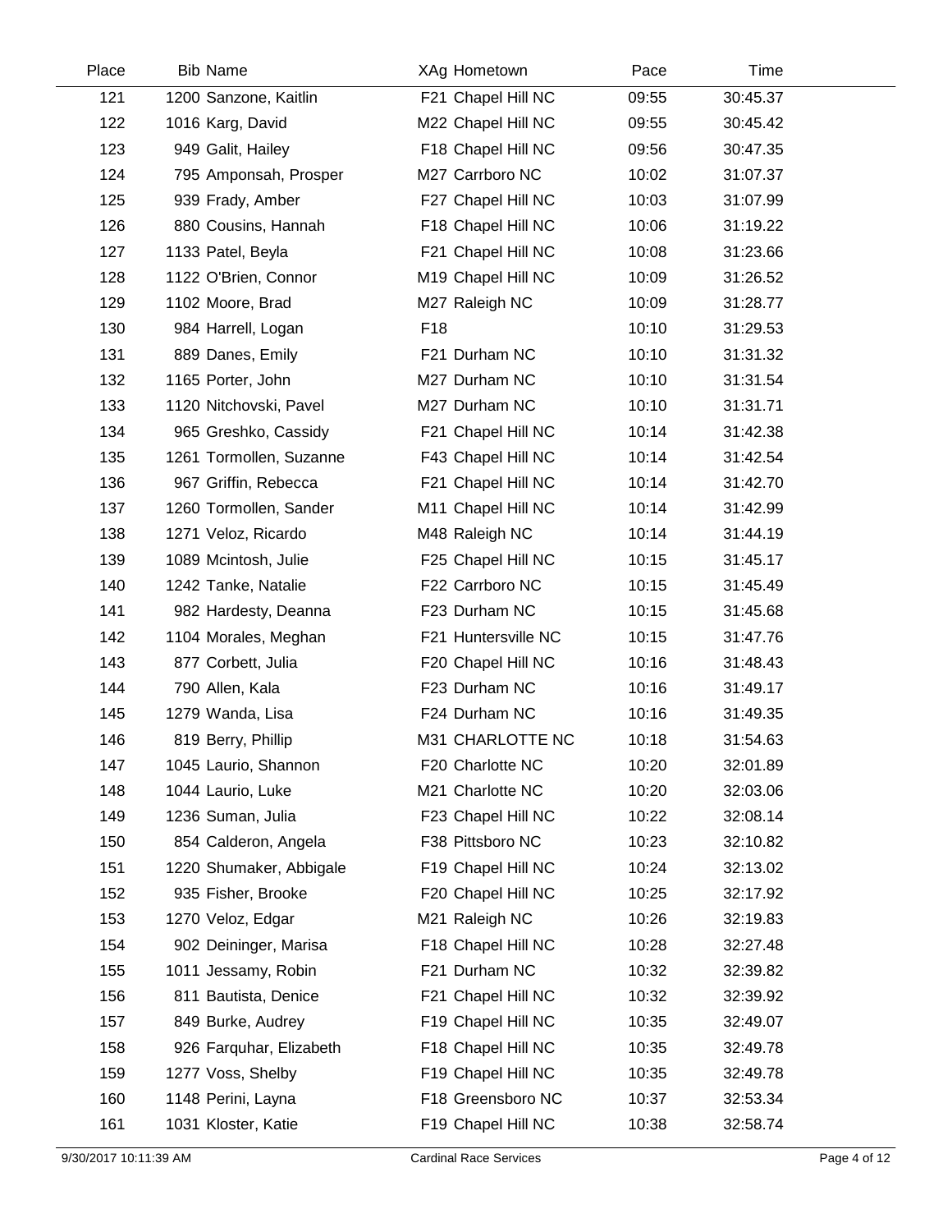| Place | Bib | Name | XAg | Hometown | Pace | Time |
|---|---|---|---|---|---|---|
| 121 | 1200 | Sanzone, Kaitlin | F21 | Chapel Hill NC | 09:55 | 30:45.37 |
| 122 | 1016 | Karg, David | M22 | Chapel Hill NC | 09:55 | 30:45.42 |
| 123 | 949 | Galit, Hailey | F18 | Chapel Hill NC | 09:56 | 30:47.35 |
| 124 | 795 | Amponsah, Prosper | M27 | Carrboro NC | 10:02 | 31:07.37 |
| 125 | 939 | Frady, Amber | F27 | Chapel Hill NC | 10:03 | 31:07.99 |
| 126 | 880 | Cousins, Hannah | F18 | Chapel Hill NC | 10:06 | 31:19.22 |
| 127 | 1133 | Patel, Beyla | F21 | Chapel Hill NC | 10:08 | 31:23.66 |
| 128 | 1122 | O'Brien, Connor | M19 | Chapel Hill NC | 10:09 | 31:26.52 |
| 129 | 1102 | Moore, Brad | M27 | Raleigh NC | 10:09 | 31:28.77 |
| 130 | 984 | Harrell, Logan | F18 | | 10:10 | 31:29.53 |
| 131 | 889 | Danes, Emily | F21 | Durham NC | 10:10 | 31:31.32 |
| 132 | 1165 | Porter, John | M27 | Durham NC | 10:10 | 31:31.54 |
| 133 | 1120 | Nitchovski, Pavel | M27 | Durham NC | 10:10 | 31:31.71 |
| 134 | 965 | Greshko, Cassidy | F21 | Chapel Hill NC | 10:14 | 31:42.38 |
| 135 | 1261 | Tormollen, Suzanne | F43 | Chapel Hill NC | 10:14 | 31:42.54 |
| 136 | 967 | Griffin, Rebecca | F21 | Chapel Hill NC | 10:14 | 31:42.70 |
| 137 | 1260 | Tormollen, Sander | M11 | Chapel Hill NC | 10:14 | 31:42.99 |
| 138 | 1271 | Veloz, Ricardo | M48 | Raleigh NC | 10:14 | 31:44.19 |
| 139 | 1089 | Mcintosh, Julie | F25 | Chapel Hill NC | 10:15 | 31:45.17 |
| 140 | 1242 | Tanke, Natalie | F22 | Carrboro NC | 10:15 | 31:45.49 |
| 141 | 982 | Hardesty, Deanna | F23 | Durham NC | 10:15 | 31:45.68 |
| 142 | 1104 | Morales, Meghan | F21 | Huntersville NC | 10:15 | 31:47.76 |
| 143 | 877 | Corbett, Julia | F20 | Chapel Hill NC | 10:16 | 31:48.43 |
| 144 | 790 | Allen, Kala | F23 | Durham NC | 10:16 | 31:49.17 |
| 145 | 1279 | Wanda, Lisa | F24 | Durham NC | 10:16 | 31:49.35 |
| 146 | 819 | Berry, Phillip | M31 | CHARLOTTE NC | 10:18 | 31:54.63 |
| 147 | 1045 | Laurio, Shannon | F20 | Charlotte NC | 10:20 | 32:01.89 |
| 148 | 1044 | Laurio, Luke | M21 | Charlotte NC | 10:20 | 32:03.06 |
| 149 | 1236 | Suman, Julia | F23 | Chapel Hill NC | 10:22 | 32:08.14 |
| 150 | 854 | Calderon, Angela | F38 | Pittsboro NC | 10:23 | 32:10.82 |
| 151 | 1220 | Shumaker, Abbigale | F19 | Chapel Hill NC | 10:24 | 32:13.02 |
| 152 | 935 | Fisher, Brooke | F20 | Chapel Hill NC | 10:25 | 32:17.92 |
| 153 | 1270 | Veloz, Edgar | M21 | Raleigh NC | 10:26 | 32:19.83 |
| 154 | 902 | Deininger, Marisa | F18 | Chapel Hill NC | 10:28 | 32:27.48 |
| 155 | 1011 | Jessamy, Robin | F21 | Durham NC | 10:32 | 32:39.82 |
| 156 | 811 | Bautista, Denice | F21 | Chapel Hill NC | 10:32 | 32:39.92 |
| 157 | 849 | Burke, Audrey | F19 | Chapel Hill NC | 10:35 | 32:49.07 |
| 158 | 926 | Farquhar, Elizabeth | F18 | Chapel Hill NC | 10:35 | 32:49.78 |
| 159 | 1277 | Voss, Shelby | F19 | Chapel Hill NC | 10:35 | 32:49.78 |
| 160 | 1148 | Perini, Layna | F18 | Greensboro NC | 10:37 | 32:53.34 |
| 161 | 1031 | Kloster, Katie | F19 | Chapel Hill NC | 10:38 | 32:58.74 |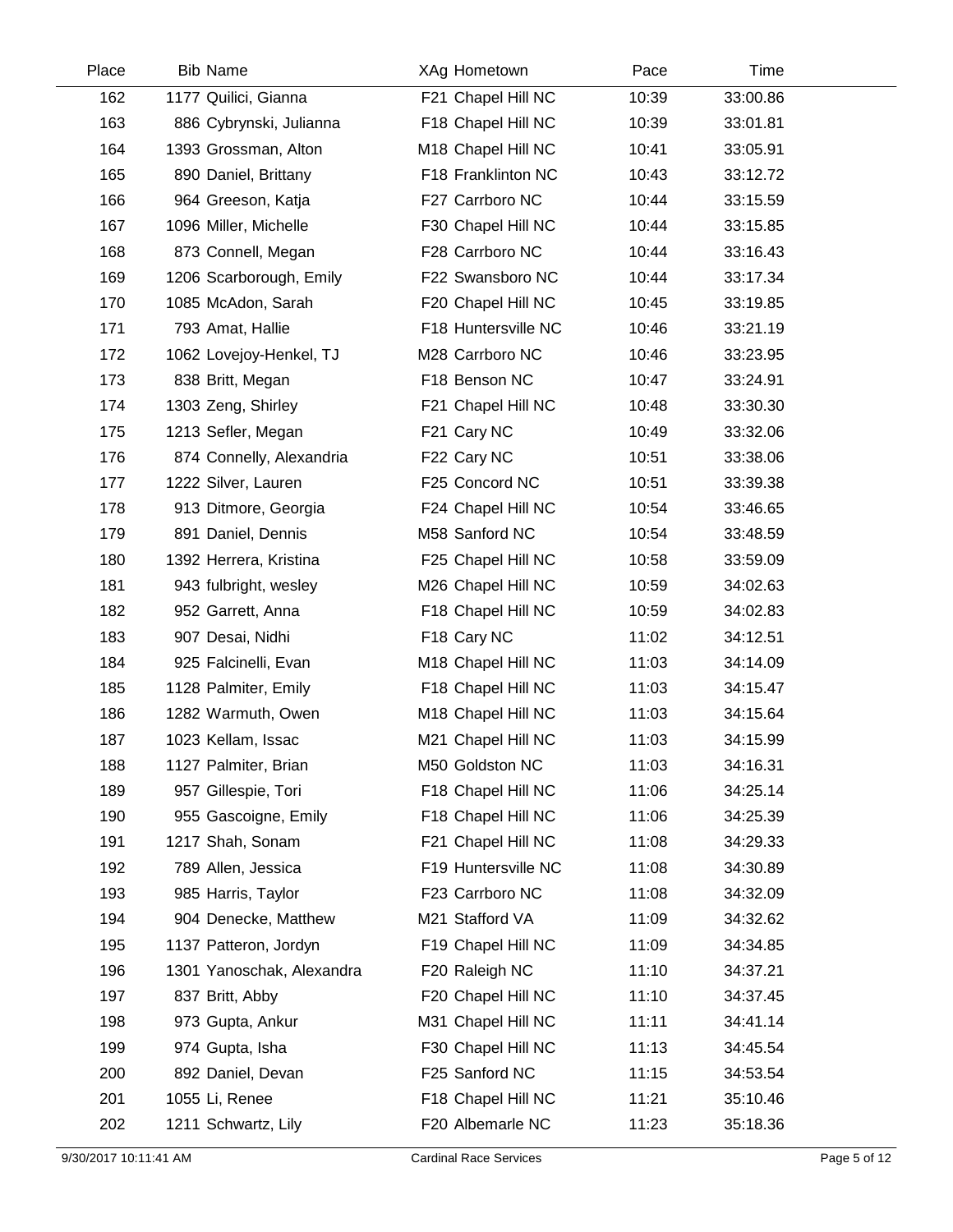| Place | Bib | Name | XAg | Hometown | Pace | Time |
|---|---|---|---|---|---|---|
| 162 | 1177 | Quilici, Gianna | F21 | Chapel Hill NC | 10:39 | 33:00.86 |
| 163 | 886 | Cybrynski, Julianna | F18 | Chapel Hill NC | 10:39 | 33:01.81 |
| 164 | 1393 | Grossman, Alton | M18 | Chapel Hill NC | 10:41 | 33:05.91 |
| 165 | 890 | Daniel, Brittany | F18 | Franklinton NC | 10:43 | 33:12.72 |
| 166 | 964 | Greeson, Katja | F27 | Carrboro NC | 10:44 | 33:15.59 |
| 167 | 1096 | Miller, Michelle | F30 | Chapel Hill NC | 10:44 | 33:15.85 |
| 168 | 873 | Connell, Megan | F28 | Carrboro NC | 10:44 | 33:16.43 |
| 169 | 1206 | Scarborough, Emily | F22 | Swansboro NC | 10:44 | 33:17.34 |
| 170 | 1085 | McAdon, Sarah | F20 | Chapel Hill NC | 10:45 | 33:19.85 |
| 171 | 793 | Amat, Hallie | F18 | Huntersville NC | 10:46 | 33:21.19 |
| 172 | 1062 | Lovejoy-Henkel, TJ | M28 | Carrboro NC | 10:46 | 33:23.95 |
| 173 | 838 | Britt, Megan | F18 | Benson NC | 10:47 | 33:24.91 |
| 174 | 1303 | Zeng, Shirley | F21 | Chapel Hill NC | 10:48 | 33:30.30 |
| 175 | 1213 | Sefler, Megan | F21 | Cary NC | 10:49 | 33:32.06 |
| 176 | 874 | Connelly, Alexandria | F22 | Cary NC | 10:51 | 33:38.06 |
| 177 | 1222 | Silver, Lauren | F25 | Concord NC | 10:51 | 33:39.38 |
| 178 | 913 | Ditmore, Georgia | F24 | Chapel Hill NC | 10:54 | 33:46.65 |
| 179 | 891 | Daniel, Dennis | M58 | Sanford NC | 10:54 | 33:48.59 |
| 180 | 1392 | Herrera, Kristina | F25 | Chapel Hill NC | 10:58 | 33:59.09 |
| 181 | 943 | fulbright, wesley | M26 | Chapel Hill NC | 10:59 | 34:02.63 |
| 182 | 952 | Garrett, Anna | F18 | Chapel Hill NC | 10:59 | 34:02.83 |
| 183 | 907 | Desai, Nidhi | F18 | Cary NC | 11:02 | 34:12.51 |
| 184 | 925 | Falcinelli, Evan | M18 | Chapel Hill NC | 11:03 | 34:14.09 |
| 185 | 1128 | Palmiter, Emily | F18 | Chapel Hill NC | 11:03 | 34:15.47 |
| 186 | 1282 | Warmuth, Owen | M18 | Chapel Hill NC | 11:03 | 34:15.64 |
| 187 | 1023 | Kellam, Issac | M21 | Chapel Hill NC | 11:03 | 34:15.99 |
| 188 | 1127 | Palmiter, Brian | M50 | Goldston NC | 11:03 | 34:16.31 |
| 189 | 957 | Gillespie, Tori | F18 | Chapel Hill NC | 11:06 | 34:25.14 |
| 190 | 955 | Gascoigne, Emily | F18 | Chapel Hill NC | 11:06 | 34:25.39 |
| 191 | 1217 | Shah, Sonam | F21 | Chapel Hill NC | 11:08 | 34:29.33 |
| 192 | 789 | Allen, Jessica | F19 | Huntersville NC | 11:08 | 34:30.89 |
| 193 | 985 | Harris, Taylor | F23 | Carrboro NC | 11:08 | 34:32.09 |
| 194 | 904 | Denecke, Matthew | M21 | Stafford VA | 11:09 | 34:32.62 |
| 195 | 1137 | Patteron, Jordyn | F19 | Chapel Hill NC | 11:09 | 34:34.85 |
| 196 | 1301 | Yanoschak, Alexandra | F20 | Raleigh NC | 11:10 | 34:37.21 |
| 197 | 837 | Britt, Abby | F20 | Chapel Hill NC | 11:10 | 34:37.45 |
| 198 | 973 | Gupta, Ankur | M31 | Chapel Hill NC | 11:11 | 34:41.14 |
| 199 | 974 | Gupta, Isha | F30 | Chapel Hill NC | 11:13 | 34:45.54 |
| 200 | 892 | Daniel, Devan | F25 | Sanford NC | 11:15 | 34:53.54 |
| 201 | 1055 | Li, Renee | F18 | Chapel Hill NC | 11:21 | 35:10.46 |
| 202 | 1211 | Schwartz, Lily | F20 | Albemarle NC | 11:23 | 35:18.36 |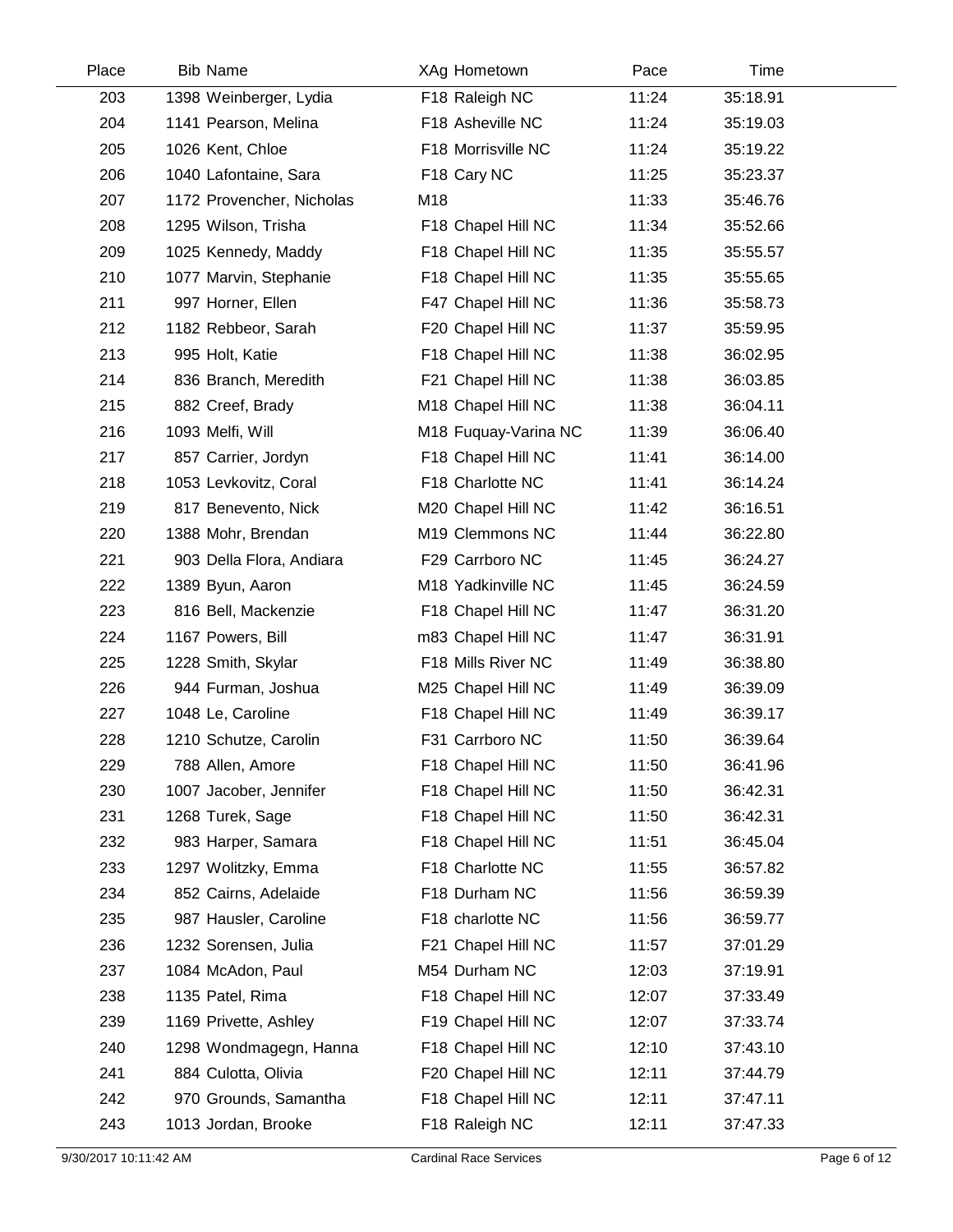| Place | Bib | Name | XAg | Hometown | Pace | Time |
|---|---|---|---|---|---|---|
| 203 | 1398 | Weinberger, Lydia | F18 | Raleigh NC | 11:24 | 35:18.91 |
| 204 | 1141 | Pearson, Melina | F18 | Asheville NC | 11:24 | 35:19.03 |
| 205 | 1026 | Kent, Chloe | F18 | Morrisville NC | 11:24 | 35:19.22 |
| 206 | 1040 | Lafontaine, Sara | F18 | Cary NC | 11:25 | 35:23.37 |
| 207 | 1172 | Provencher, Nicholas | M18 | | 11:33 | 35:46.76 |
| 208 | 1295 | Wilson, Trisha | F18 | Chapel Hill NC | 11:34 | 35:52.66 |
| 209 | 1025 | Kennedy, Maddy | F18 | Chapel Hill NC | 11:35 | 35:55.57 |
| 210 | 1077 | Marvin, Stephanie | F18 | Chapel Hill NC | 11:35 | 35:55.65 |
| 211 | 997 | Horner, Ellen | F47 | Chapel Hill NC | 11:36 | 35:58.73 |
| 212 | 1182 | Rebbeor, Sarah | F20 | Chapel Hill NC | 11:37 | 35:59.95 |
| 213 | 995 | Holt, Katie | F18 | Chapel Hill NC | 11:38 | 36:02.95 |
| 214 | 836 | Branch, Meredith | F21 | Chapel Hill NC | 11:38 | 36:03.85 |
| 215 | 882 | Creef, Brady | M18 | Chapel Hill NC | 11:38 | 36:04.11 |
| 216 | 1093 | Melfi, Will | M18 | Fuquay-Varina NC | 11:39 | 36:06.40 |
| 217 | 857 | Carrier, Jordyn | F18 | Chapel Hill NC | 11:41 | 36:14.00 |
| 218 | 1053 | Levkovitz, Coral | F18 | Charlotte NC | 11:41 | 36:14.24 |
| 219 | 817 | Benevento, Nick | M20 | Chapel Hill NC | 11:42 | 36:16.51 |
| 220 | 1388 | Mohr, Brendan | M19 | Clemmons NC | 11:44 | 36:22.80 |
| 221 | 903 | Della Flora, Andiara | F29 | Carrboro NC | 11:45 | 36:24.27 |
| 222 | 1389 | Byun, Aaron | M18 | Yadkinville NC | 11:45 | 36:24.59 |
| 223 | 816 | Bell, Mackenzie | F18 | Chapel Hill NC | 11:47 | 36:31.20 |
| 224 | 1167 | Powers, Bill | m83 | Chapel Hill NC | 11:47 | 36:31.91 |
| 225 | 1228 | Smith, Skylar | F18 | Mills River NC | 11:49 | 36:38.80 |
| 226 | 944 | Furman, Joshua | M25 | Chapel Hill NC | 11:49 | 36:39.09 |
| 227 | 1048 | Le, Caroline | F18 | Chapel Hill NC | 11:49 | 36:39.17 |
| 228 | 1210 | Schutze, Carolin | F31 | Carrboro NC | 11:50 | 36:39.64 |
| 229 | 788 | Allen, Amore | F18 | Chapel Hill NC | 11:50 | 36:41.96 |
| 230 | 1007 | Jacober, Jennifer | F18 | Chapel Hill NC | 11:50 | 36:42.31 |
| 231 | 1268 | Turek, Sage | F18 | Chapel Hill NC | 11:50 | 36:42.31 |
| 232 | 983 | Harper, Samara | F18 | Chapel Hill NC | 11:51 | 36:45.04 |
| 233 | 1297 | Wolitzky, Emma | F18 | Charlotte NC | 11:55 | 36:57.82 |
| 234 | 852 | Cairns, Adelaide | F18 | Durham NC | 11:56 | 36:59.39 |
| 235 | 987 | Hausler, Caroline | F18 | charlotte NC | 11:56 | 36:59.77 |
| 236 | 1232 | Sorensen, Julia | F21 | Chapel Hill NC | 11:57 | 37:01.29 |
| 237 | 1084 | McAdon, Paul | M54 | Durham NC | 12:03 | 37:19.91 |
| 238 | 1135 | Patel, Rima | F18 | Chapel Hill NC | 12:07 | 37:33.49 |
| 239 | 1169 | Privette, Ashley | F19 | Chapel Hill NC | 12:07 | 37:33.74 |
| 240 | 1298 | Wondmagegn, Hanna | F18 | Chapel Hill NC | 12:10 | 37:43.10 |
| 241 | 884 | Culotta, Olivia | F20 | Chapel Hill NC | 12:11 | 37:44.79 |
| 242 | 970 | Grounds, Samantha | F18 | Chapel Hill NC | 12:11 | 37:47.11 |
| 243 | 1013 | Jordan, Brooke | F18 | Raleigh NC | 12:11 | 37:47.33 |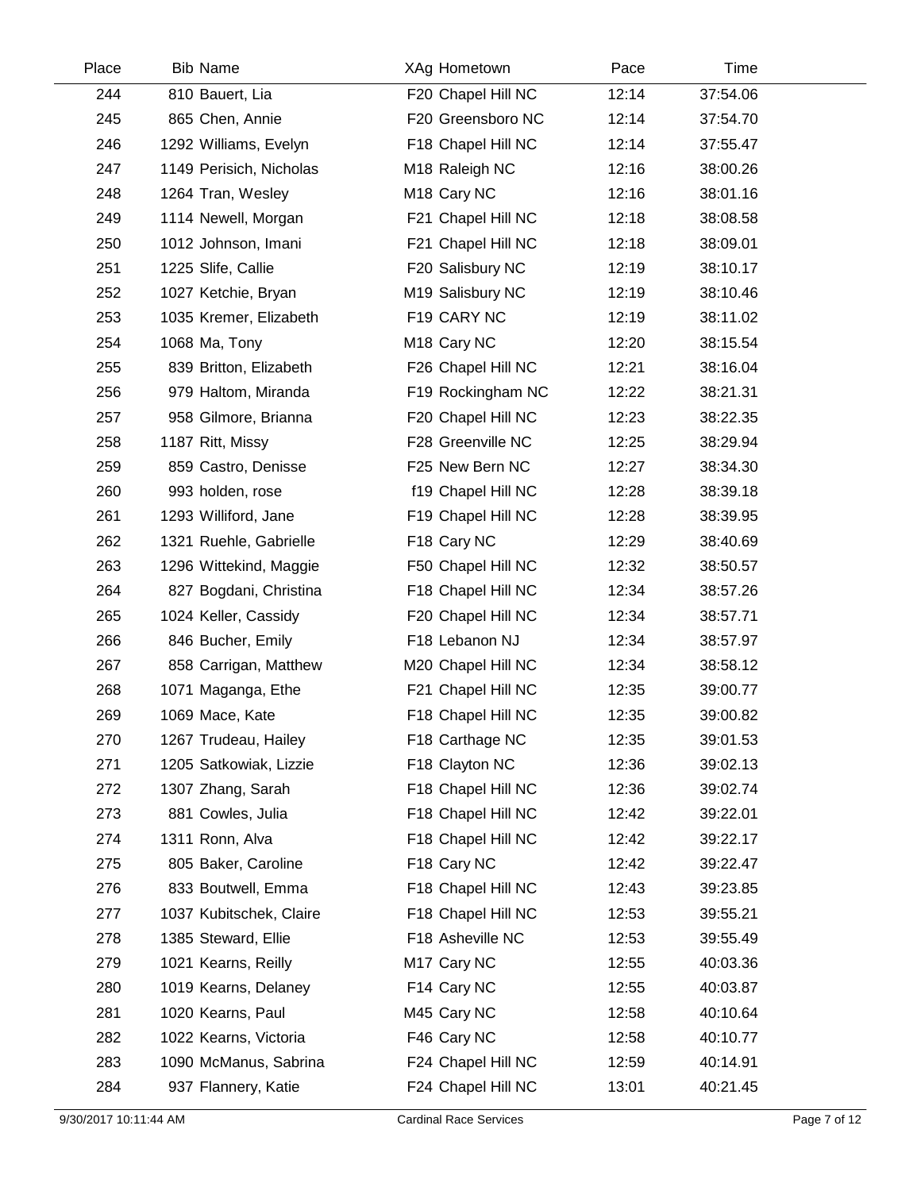| Place | Bib | Name | XAg | Hometown | Pace | Time |
|---|---|---|---|---|---|---|
| 244 | 810 | Bauert, Lia | F20 | Chapel Hill NC | 12:14 | 37:54.06 |
| 245 | 865 | Chen, Annie | F20 | Greensboro NC | 12:14 | 37:54.70 |
| 246 | 1292 | Williams, Evelyn | F18 | Chapel Hill NC | 12:14 | 37:55.47 |
| 247 | 1149 | Perisich, Nicholas | M18 | Raleigh NC | 12:16 | 38:00.26 |
| 248 | 1264 | Tran, Wesley | M18 | Cary NC | 12:16 | 38:01.16 |
| 249 | 1114 | Newell, Morgan | F21 | Chapel Hill NC | 12:18 | 38:08.58 |
| 250 | 1012 | Johnson, Imani | F21 | Chapel Hill NC | 12:18 | 38:09.01 |
| 251 | 1225 | Slife, Callie | F20 | Salisbury NC | 12:19 | 38:10.17 |
| 252 | 1027 | Ketchie, Bryan | M19 | Salisbury NC | 12:19 | 38:10.46 |
| 253 | 1035 | Kremer, Elizabeth | F19 | CARY NC | 12:19 | 38:11.02 |
| 254 | 1068 | Ma, Tony | M18 | Cary NC | 12:20 | 38:15.54 |
| 255 | 839 | Britton, Elizabeth | F26 | Chapel Hill NC | 12:21 | 38:16.04 |
| 256 | 979 | Haltom, Miranda | F19 | Rockingham NC | 12:22 | 38:21.31 |
| 257 | 958 | Gilmore, Brianna | F20 | Chapel Hill NC | 12:23 | 38:22.35 |
| 258 | 1187 | Ritt, Missy | F28 | Greenville NC | 12:25 | 38:29.94 |
| 259 | 859 | Castro, Denisse | F25 | New Bern NC | 12:27 | 38:34.30 |
| 260 | 993 | holden, rose | f19 | Chapel Hill NC | 12:28 | 38:39.18 |
| 261 | 1293 | Williford, Jane | F19 | Chapel Hill NC | 12:28 | 38:39.95 |
| 262 | 1321 | Ruehle, Gabrielle | F18 | Cary NC | 12:29 | 38:40.69 |
| 263 | 1296 | Wittekind, Maggie | F50 | Chapel Hill NC | 12:32 | 38:50.57 |
| 264 | 827 | Bogdani, Christina | F18 | Chapel Hill NC | 12:34 | 38:57.26 |
| 265 | 1024 | Keller, Cassidy | F20 | Chapel Hill NC | 12:34 | 38:57.71 |
| 266 | 846 | Bucher, Emily | F18 | Lebanon NJ | 12:34 | 38:57.97 |
| 267 | 858 | Carrigan, Matthew | M20 | Chapel Hill NC | 12:34 | 38:58.12 |
| 268 | 1071 | Maganga, Ethe | F21 | Chapel Hill NC | 12:35 | 39:00.77 |
| 269 | 1069 | Mace, Kate | F18 | Chapel Hill NC | 12:35 | 39:00.82 |
| 270 | 1267 | Trudeau, Hailey | F18 | Carthage NC | 12:35 | 39:01.53 |
| 271 | 1205 | Satkowiak, Lizzie | F18 | Clayton NC | 12:36 | 39:02.13 |
| 272 | 1307 | Zhang, Sarah | F18 | Chapel Hill NC | 12:36 | 39:02.74 |
| 273 | 881 | Cowles, Julia | F18 | Chapel Hill NC | 12:42 | 39:22.01 |
| 274 | 1311 | Ronn, Alva | F18 | Chapel Hill NC | 12:42 | 39:22.17 |
| 275 | 805 | Baker, Caroline | F18 | Cary NC | 12:42 | 39:22.47 |
| 276 | 833 | Boutwell, Emma | F18 | Chapel Hill NC | 12:43 | 39:23.85 |
| 277 | 1037 | Kubitschek, Claire | F18 | Chapel Hill NC | 12:53 | 39:55.21 |
| 278 | 1385 | Steward, Ellie | F18 | Asheville NC | 12:53 | 39:55.49 |
| 279 | 1021 | Kearns, Reilly | M17 | Cary NC | 12:55 | 40:03.36 |
| 280 | 1019 | Kearns, Delaney | F14 | Cary NC | 12:55 | 40:03.87 |
| 281 | 1020 | Kearns, Paul | M45 | Cary NC | 12:58 | 40:10.64 |
| 282 | 1022 | Kearns, Victoria | F46 | Cary NC | 12:58 | 40:10.77 |
| 283 | 1090 | McManus, Sabrina | F24 | Chapel Hill NC | 12:59 | 40:14.91 |
| 284 | 937 | Flannery, Katie | F24 | Chapel Hill NC | 13:01 | 40:21.45 |

9/30/2017 10:11:44 AM Cardinal Race Services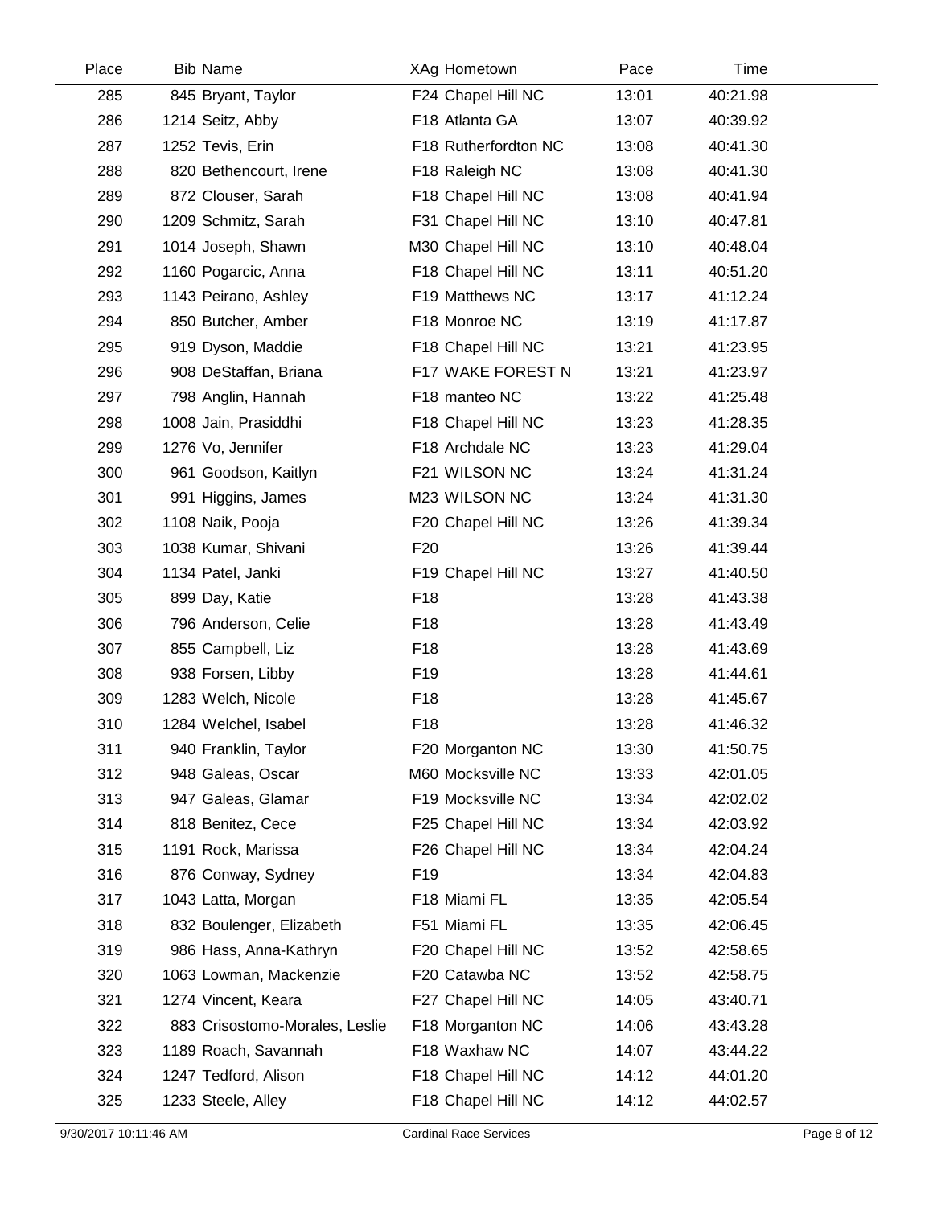| Place | Bib | Name | XAg | Hometown | Pace | Time |
|---|---|---|---|---|---|---|
| 285 | 845 | Bryant, Taylor | F24 | Chapel Hill NC | 13:01 | 40:21.98 |
| 286 | 1214 | Seitz, Abby | F18 | Atlanta GA | 13:07 | 40:39.92 |
| 287 | 1252 | Tevis, Erin | F18 | Rutherfordton NC | 13:08 | 40:41.30 |
| 288 | 820 | Bethencourt, Irene | F18 | Raleigh NC | 13:08 | 40:41.30 |
| 289 | 872 | Clouser, Sarah | F18 | Chapel Hill NC | 13:08 | 40:41.94 |
| 290 | 1209 | Schmitz, Sarah | F31 | Chapel Hill NC | 13:10 | 40:47.81 |
| 291 | 1014 | Joseph, Shawn | M30 | Chapel Hill NC | 13:10 | 40:48.04 |
| 292 | 1160 | Pogarcic, Anna | F18 | Chapel Hill NC | 13:11 | 40:51.20 |
| 293 | 1143 | Peirano, Ashley | F19 | Matthews NC | 13:17 | 41:12.24 |
| 294 | 850 | Butcher, Amber | F18 | Monroe NC | 13:19 | 41:17.87 |
| 295 | 919 | Dyson, Maddie | F18 | Chapel Hill NC | 13:21 | 41:23.95 |
| 296 | 908 | DeStaffan, Briana | F17 | WAKE FOREST N | 13:21 | 41:23.97 |
| 297 | 798 | Anglin, Hannah | F18 | manteo NC | 13:22 | 41:25.48 |
| 298 | 1008 | Jain, Prasiddhi | F18 | Chapel Hill NC | 13:23 | 41:28.35 |
| 299 | 1276 | Vo, Jennifer | F18 | Archdale NC | 13:23 | 41:29.04 |
| 300 | 961 | Goodson, Kaitlyn | F21 | WILSON NC | 13:24 | 41:31.24 |
| 301 | 991 | Higgins, James | M23 | WILSON NC | 13:24 | 41:31.30 |
| 302 | 1108 | Naik, Pooja | F20 | Chapel Hill NC | 13:26 | 41:39.34 |
| 303 | 1038 | Kumar, Shivani | F20 | | 13:26 | 41:39.44 |
| 304 | 1134 | Patel, Janki | F19 | Chapel Hill NC | 13:27 | 41:40.50 |
| 305 | 899 | Day, Katie | F18 | | 13:28 | 41:43.38 |
| 306 | 796 | Anderson, Celie | F18 | | 13:28 | 41:43.49 |
| 307 | 855 | Campbell, Liz | F18 | | 13:28 | 41:43.69 |
| 308 | 938 | Forsen, Libby | F19 | | 13:28 | 41:44.61 |
| 309 | 1283 | Welch, Nicole | F18 | | 13:28 | 41:45.67 |
| 310 | 1284 | Welchel, Isabel | F18 | | 13:28 | 41:46.32 |
| 311 | 940 | Franklin, Taylor | F20 | Morganton NC | 13:30 | 41:50.75 |
| 312 | 948 | Galeas, Oscar | M60 | Mocksville NC | 13:33 | 42:01.05 |
| 313 | 947 | Galeas, Glamar | F19 | Mocksville NC | 13:34 | 42:02.02 |
| 314 | 818 | Benitez, Cece | F25 | Chapel Hill NC | 13:34 | 42:03.92 |
| 315 | 1191 | Rock, Marissa | F26 | Chapel Hill NC | 13:34 | 42:04.24 |
| 316 | 876 | Conway, Sydney | F19 | | 13:34 | 42:04.83 |
| 317 | 1043 | Latta, Morgan | F18 | Miami FL | 13:35 | 42:05.54 |
| 318 | 832 | Boulenger, Elizabeth | F51 | Miami FL | 13:35 | 42:06.45 |
| 319 | 986 | Hass, Anna-Kathryn | F20 | Chapel Hill NC | 13:52 | 42:58.65 |
| 320 | 1063 | Lowman, Mackenzie | F20 | Catawba NC | 13:52 | 42:58.75 |
| 321 | 1274 | Vincent, Keara | F27 | Chapel Hill NC | 14:05 | 43:40.71 |
| 322 | 883 | Crisostomo-Morales, Leslie | F18 | Morganton NC | 14:06 | 43:43.28 |
| 323 | 1189 | Roach, Savannah | F18 | Waxhaw NC | 14:07 | 43:44.22 |
| 324 | 1247 | Tedford, Alison | F18 | Chapel Hill NC | 14:12 | 44:01.20 |
| 325 | 1233 | Steele, Alley | F18 | Chapel Hill NC | 14:12 | 44:02.57 |

9/30/2017 10:11:46 AM — Cardinal Race Services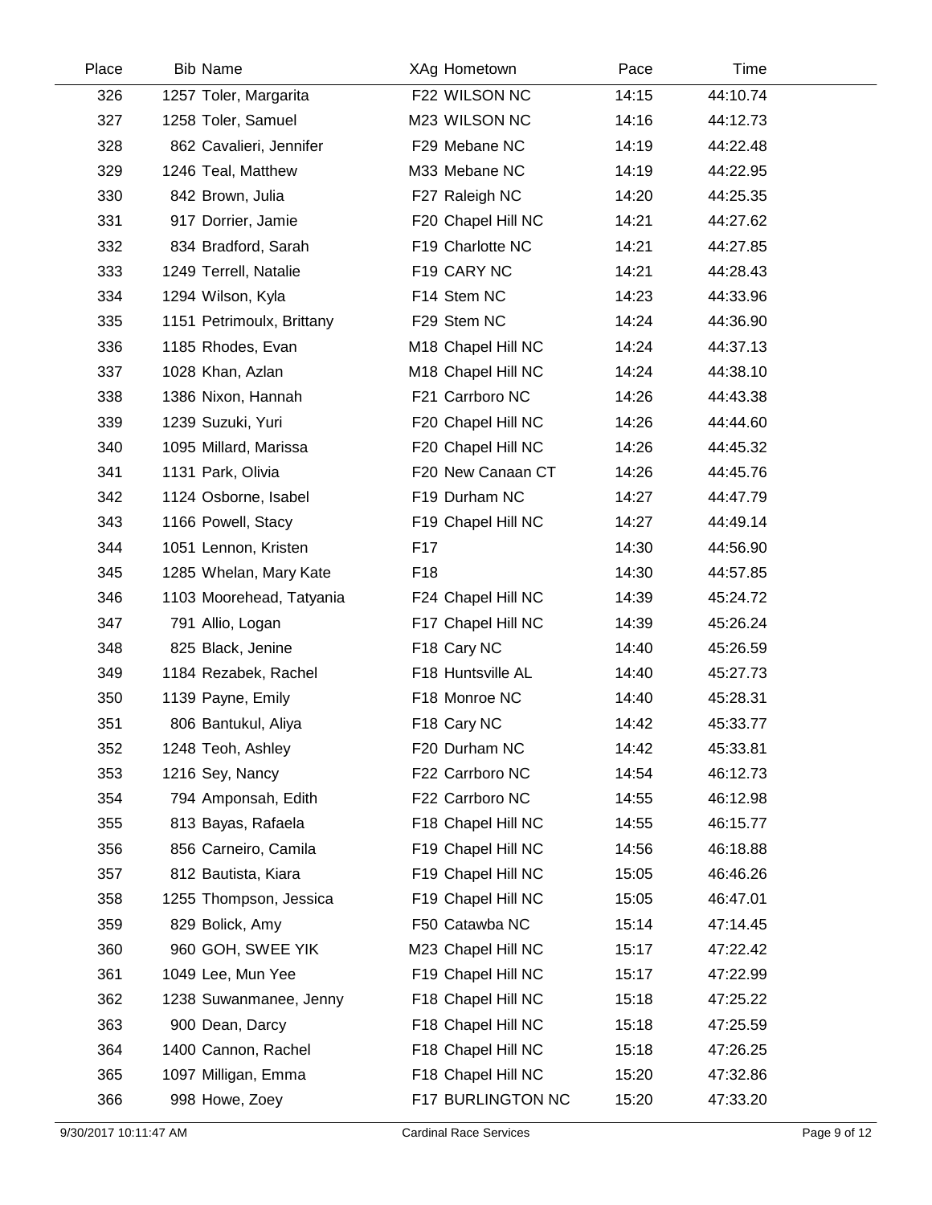| Place | Bib | Name | XAg | Hometown | Pace | Time |
|---|---|---|---|---|---|---|
| 326 | 1257 | Toler, Margarita | F22 | WILSON NC | 14:15 | 44:10.74 |
| 327 | 1258 | Toler, Samuel | M23 | WILSON NC | 14:16 | 44:12.73 |
| 328 | 862 | Cavalieri, Jennifer | F29 | Mebane NC | 14:19 | 44:22.48 |
| 329 | 1246 | Teal, Matthew | M33 | Mebane NC | 14:19 | 44:22.95 |
| 330 | 842 | Brown, Julia | F27 | Raleigh NC | 14:20 | 44:25.35 |
| 331 | 917 | Dorrier, Jamie | F20 | Chapel Hill NC | 14:21 | 44:27.62 |
| 332 | 834 | Bradford, Sarah | F19 | Charlotte NC | 14:21 | 44:27.85 |
| 333 | 1249 | Terrell, Natalie | F19 | CARY NC | 14:21 | 44:28.43 |
| 334 | 1294 | Wilson, Kyla | F14 | Stem NC | 14:23 | 44:33.96 |
| 335 | 1151 | Petrimoulx, Brittany | F29 | Stem NC | 14:24 | 44:36.90 |
| 336 | 1185 | Rhodes, Evan | M18 | Chapel Hill NC | 14:24 | 44:37.13 |
| 337 | 1028 | Khan, Azlan | M18 | Chapel Hill NC | 14:24 | 44:38.10 |
| 338 | 1386 | Nixon, Hannah | F21 | Carrboro NC | 14:26 | 44:43.38 |
| 339 | 1239 | Suzuki, Yuri | F20 | Chapel Hill NC | 14:26 | 44:44.60 |
| 340 | 1095 | Millard, Marissa | F20 | Chapel Hill NC | 14:26 | 44:45.32 |
| 341 | 1131 | Park, Olivia | F20 | New Canaan CT | 14:26 | 44:45.76 |
| 342 | 1124 | Osborne, Isabel | F19 | Durham NC | 14:27 | 44:47.79 |
| 343 | 1166 | Powell, Stacy | F19 | Chapel Hill NC | 14:27 | 44:49.14 |
| 344 | 1051 | Lennon, Kristen | F17 | | 14:30 | 44:56.90 |
| 345 | 1285 | Whelan, Mary Kate | F18 | | 14:30 | 44:57.85 |
| 346 | 1103 | Moorehead, Tatyania | F24 | Chapel Hill NC | 14:39 | 45:24.72 |
| 347 | 791 | Allio, Logan | F17 | Chapel Hill NC | 14:39 | 45:26.24 |
| 348 | 825 | Black, Jenine | F18 | Cary NC | 14:40 | 45:26.59 |
| 349 | 1184 | Rezabek, Rachel | F18 | Huntsville AL | 14:40 | 45:27.73 |
| 350 | 1139 | Payne, Emily | F18 | Monroe NC | 14:40 | 45:28.31 |
| 351 | 806 | Bantukul, Aliya | F18 | Cary NC | 14:42 | 45:33.77 |
| 352 | 1248 | Teoh, Ashley | F20 | Durham NC | 14:42 | 45:33.81 |
| 353 | 1216 | Sey, Nancy | F22 | Carrboro NC | 14:54 | 46:12.73 |
| 354 | 794 | Amponsah, Edith | F22 | Carrboro NC | 14:55 | 46:12.98 |
| 355 | 813 | Bayas, Rafaela | F18 | Chapel Hill NC | 14:55 | 46:15.77 |
| 356 | 856 | Carneiro, Camila | F19 | Chapel Hill NC | 14:56 | 46:18.88 |
| 357 | 812 | Bautista, Kiara | F19 | Chapel Hill NC | 15:05 | 46:46.26 |
| 358 | 1255 | Thompson, Jessica | F19 | Chapel Hill NC | 15:05 | 46:47.01 |
| 359 | 829 | Bolick, Amy | F50 | Catawba NC | 15:14 | 47:14.45 |
| 360 | 960 | GOH, SWEE YIK | M23 | Chapel Hill NC | 15:17 | 47:22.42 |
| 361 | 1049 | Lee, Mun Yee | F19 | Chapel Hill NC | 15:17 | 47:22.99 |
| 362 | 1238 | Suwanmanee, Jenny | F18 | Chapel Hill NC | 15:18 | 47:25.22 |
| 363 | 900 | Dean, Darcy | F18 | Chapel Hill NC | 15:18 | 47:25.59 |
| 364 | 1400 | Cannon, Rachel | F18 | Chapel Hill NC | 15:18 | 47:26.25 |
| 365 | 1097 | Milligan, Emma | F18 | Chapel Hill NC | 15:20 | 47:32.86 |
| 366 | 998 | Howe, Zoey | F17 | BURLINGTON NC | 15:20 | 47:33.20 |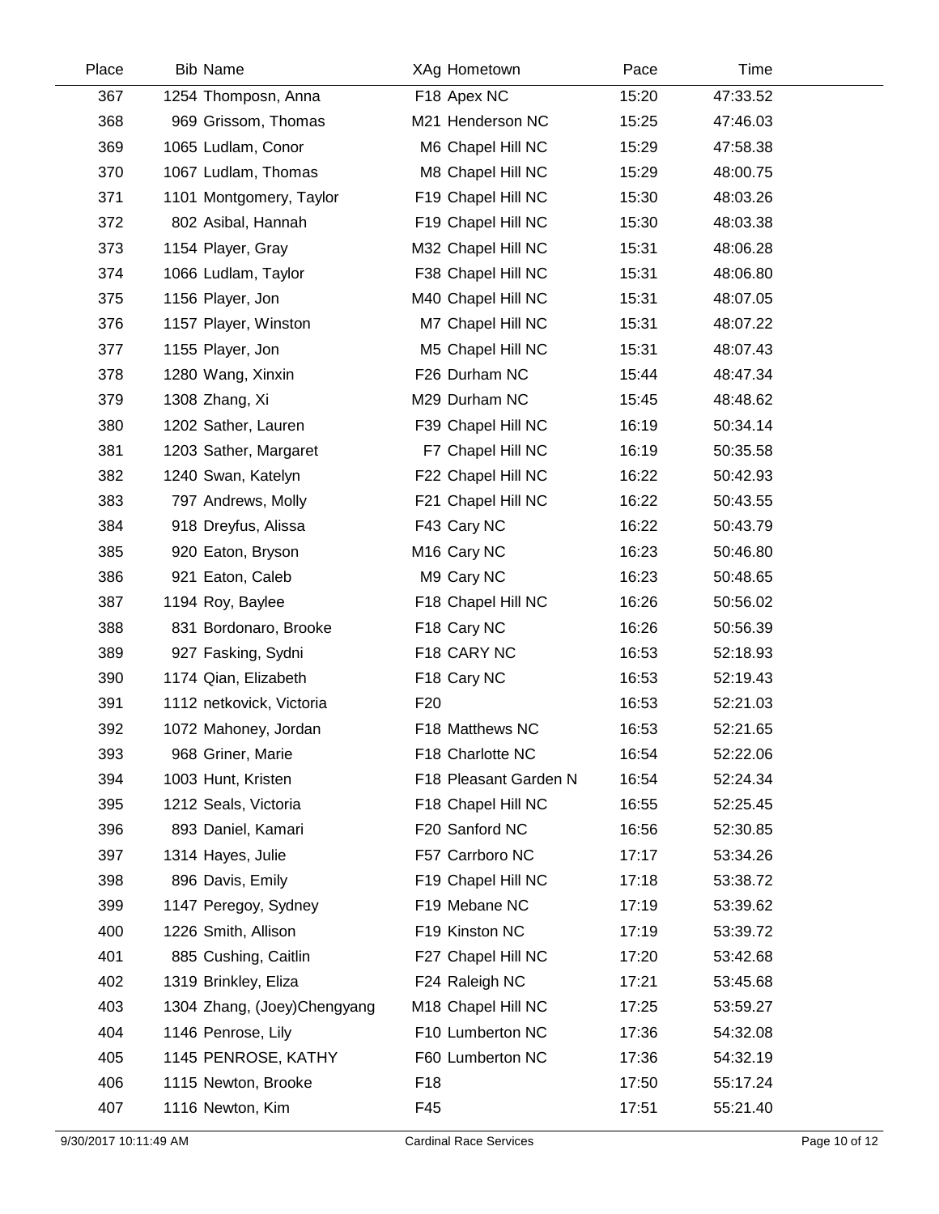| Place | Bib | Name | XAg | Hometown | Pace | Time |
|---|---|---|---|---|---|---|
| 367 | 1254 | Thomposn, Anna | F18 | Apex NC | 15:20 | 47:33.52 |
| 368 | 969 | Grissom, Thomas | M21 | Henderson NC | 15:25 | 47:46.03 |
| 369 | 1065 | Ludlam, Conor | M6 | Chapel Hill NC | 15:29 | 47:58.38 |
| 370 | 1067 | Ludlam, Thomas | M8 | Chapel Hill NC | 15:29 | 48:00.75 |
| 371 | 1101 | Montgomery, Taylor | F19 | Chapel Hill NC | 15:30 | 48:03.26 |
| 372 | 802 | Asibal, Hannah | F19 | Chapel Hill NC | 15:30 | 48:03.38 |
| 373 | 1154 | Player, Gray | M32 | Chapel Hill NC | 15:31 | 48:06.28 |
| 374 | 1066 | Ludlam, Taylor | F38 | Chapel Hill NC | 15:31 | 48:06.80 |
| 375 | 1156 | Player, Jon | M40 | Chapel Hill NC | 15:31 | 48:07.05 |
| 376 | 1157 | Player, Winston | M7 | Chapel Hill NC | 15:31 | 48:07.22 |
| 377 | 1155 | Player, Jon | M5 | Chapel Hill NC | 15:31 | 48:07.43 |
| 378 | 1280 | Wang, Xinxin | F26 | Durham NC | 15:44 | 48:47.34 |
| 379 | 1308 | Zhang, Xi | M29 | Durham NC | 15:45 | 48:48.62 |
| 380 | 1202 | Sather, Lauren | F39 | Chapel Hill NC | 16:19 | 50:34.14 |
| 381 | 1203 | Sather, Margaret | F7 | Chapel Hill NC | 16:19 | 50:35.58 |
| 382 | 1240 | Swan, Katelyn | F22 | Chapel Hill NC | 16:22 | 50:42.93 |
| 383 | 797 | Andrews, Molly | F21 | Chapel Hill NC | 16:22 | 50:43.55 |
| 384 | 918 | Dreyfus, Alissa | F43 | Cary NC | 16:22 | 50:43.79 |
| 385 | 920 | Eaton, Bryson | M16 | Cary NC | 16:23 | 50:46.80 |
| 386 | 921 | Eaton, Caleb | M9 | Cary NC | 16:23 | 50:48.65 |
| 387 | 1194 | Roy, Baylee | F18 | Chapel Hill NC | 16:26 | 50:56.02 |
| 388 | 831 | Bordonaro, Brooke | F18 | Cary NC | 16:26 | 50:56.39 |
| 389 | 927 | Fasking, Sydni | F18 | CARY NC | 16:53 | 52:18.93 |
| 390 | 1174 | Qian, Elizabeth | F18 | Cary NC | 16:53 | 52:19.43 |
| 391 | 1112 | netkovick, Victoria | F20 | | 16:53 | 52:21.03 |
| 392 | 1072 | Mahoney, Jordan | F18 | Matthews NC | 16:53 | 52:21.65 |
| 393 | 968 | Griner, Marie | F18 | Charlotte NC | 16:54 | 52:22.06 |
| 394 | 1003 | Hunt, Kristen | F18 | Pleasant Garden N | 16:54 | 52:24.34 |
| 395 | 1212 | Seals, Victoria | F18 | Chapel Hill NC | 16:55 | 52:25.45 |
| 396 | 893 | Daniel, Kamari | F20 | Sanford NC | 16:56 | 52:30.85 |
| 397 | 1314 | Hayes, Julie | F57 | Carrboro NC | 17:17 | 53:34.26 |
| 398 | 896 | Davis, Emily | F19 | Chapel Hill NC | 17:18 | 53:38.72 |
| 399 | 1147 | Peregoy, Sydney | F19 | Mebane NC | 17:19 | 53:39.62 |
| 400 | 1226 | Smith, Allison | F19 | Kinston NC | 17:19 | 53:39.72 |
| 401 | 885 | Cushing, Caitlin | F27 | Chapel Hill NC | 17:20 | 53:42.68 |
| 402 | 1319 | Brinkley, Eliza | F24 | Raleigh NC | 17:21 | 53:45.68 |
| 403 | 1304 | Zhang, (Joey)Chengyang | M18 | Chapel Hill NC | 17:25 | 53:59.27 |
| 404 | 1146 | Penrose, Lily | F10 | Lumberton NC | 17:36 | 54:32.08 |
| 405 | 1145 | PENROSE, KATHY | F60 | Lumberton NC | 17:36 | 54:32.19 |
| 406 | 1115 | Newton, Brooke | F18 | | 17:50 | 55:17.24 |
| 407 | 1116 | Newton, Kim | F45 | | 17:51 | 55:21.40 |

9/30/2017 10:11:49 AM — Cardinal Race Services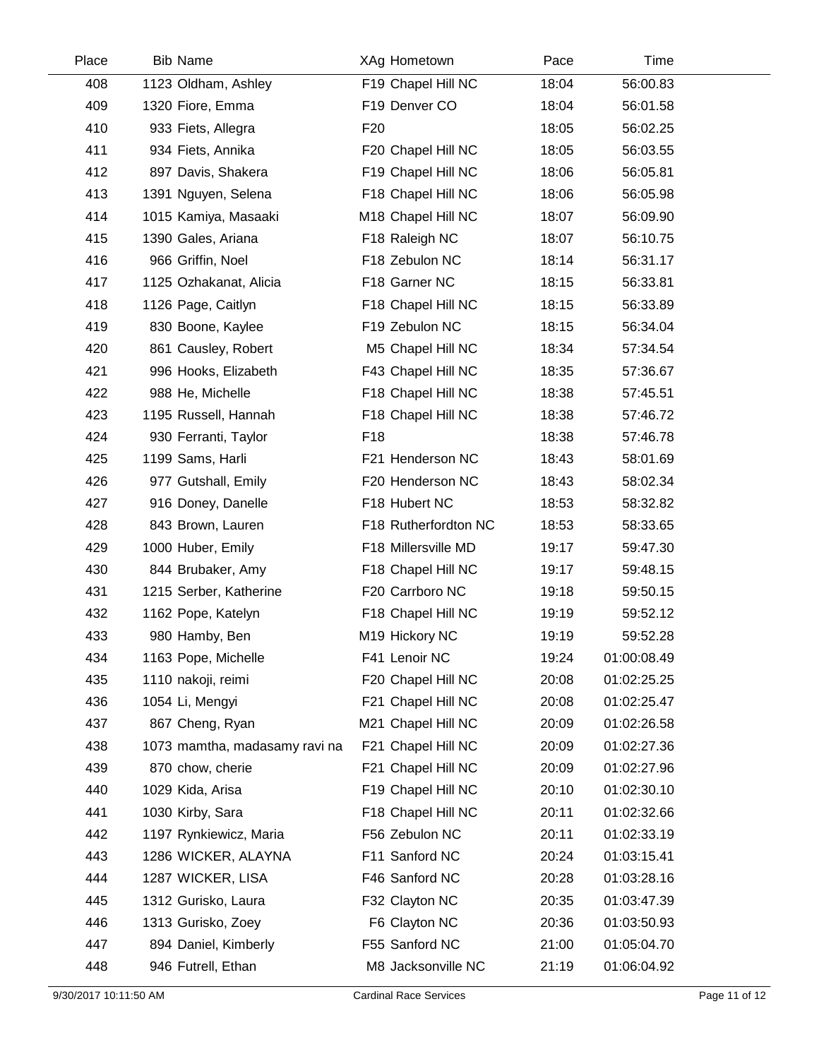| Place | Bib | Name | XAg | Hometown | Pace | Time |
|---|---|---|---|---|---|---|
| 408 | 1123 | Oldham, Ashley | F19 | Chapel Hill NC | 18:04 | 56:00.83 |
| 409 | 1320 | Fiore, Emma | F19 | Denver CO | 18:04 | 56:01.58 |
| 410 | 933 | Fiets, Allegra | F20 | | 18:05 | 56:02.25 |
| 411 | 934 | Fiets, Annika | F20 | Chapel Hill NC | 18:05 | 56:03.55 |
| 412 | 897 | Davis, Shakera | F19 | Chapel Hill NC | 18:06 | 56:05.81 |
| 413 | 1391 | Nguyen, Selena | F18 | Chapel Hill NC | 18:06 | 56:05.98 |
| 414 | 1015 | Kamiya, Masaaki | M18 | Chapel Hill NC | 18:07 | 56:09.90 |
| 415 | 1390 | Gales, Ariana | F18 | Raleigh NC | 18:07 | 56:10.75 |
| 416 | 966 | Griffin, Noel | F18 | Zebulon NC | 18:14 | 56:31.17 |
| 417 | 1125 | Ozhakanat, Alicia | F18 | Garner NC | 18:15 | 56:33.81 |
| 418 | 1126 | Page, Caitlyn | F18 | Chapel Hill NC | 18:15 | 56:33.89 |
| 419 | 830 | Boone, Kaylee | F19 | Zebulon NC | 18:15 | 56:34.04 |
| 420 | 861 | Causley, Robert | M5 | Chapel Hill NC | 18:34 | 57:34.54 |
| 421 | 996 | Hooks, Elizabeth | F43 | Chapel Hill NC | 18:35 | 57:36.67 |
| 422 | 988 | He, Michelle | F18 | Chapel Hill NC | 18:38 | 57:45.51 |
| 423 | 1195 | Russell, Hannah | F18 | Chapel Hill NC | 18:38 | 57:46.72 |
| 424 | 930 | Ferranti, Taylor | F18 | | 18:38 | 57:46.78 |
| 425 | 1199 | Sams, Harli | F21 | Henderson NC | 18:43 | 58:01.69 |
| 426 | 977 | Gutshall, Emily | F20 | Henderson NC | 18:43 | 58:02.34 |
| 427 | 916 | Doney, Danelle | F18 | Hubert NC | 18:53 | 58:32.82 |
| 428 | 843 | Brown, Lauren | F18 | Rutherfordton NC | 18:53 | 58:33.65 |
| 429 | 1000 | Huber, Emily | F18 | Millersville MD | 19:17 | 59:47.30 |
| 430 | 844 | Brubaker, Amy | F18 | Chapel Hill NC | 19:17 | 59:48.15 |
| 431 | 1215 | Serber, Katherine | F20 | Carrboro NC | 19:18 | 59:50.15 |
| 432 | 1162 | Pope, Katelyn | F18 | Chapel Hill NC | 19:19 | 59:52.12 |
| 433 | 980 | Hamby, Ben | M19 | Hickory NC | 19:19 | 59:52.28 |
| 434 | 1163 | Pope, Michelle | F41 | Lenoir NC | 19:24 | 01:00:08.49 |
| 435 | 1110 | nakoji, reimi | F20 | Chapel Hill NC | 20:08 | 01:02:25.25 |
| 436 | 1054 | Li, Mengyi | F21 | Chapel Hill NC | 20:08 | 01:02:25.47 |
| 437 | 867 | Cheng, Ryan | M21 | Chapel Hill NC | 20:09 | 01:02:26.58 |
| 438 | 1073 | mamtha, madasamy ravi na | F21 | Chapel Hill NC | 20:09 | 01:02:27.36 |
| 439 | 870 | chow, cherie | F21 | Chapel Hill NC | 20:09 | 01:02:27.96 |
| 440 | 1029 | Kida, Arisa | F19 | Chapel Hill NC | 20:10 | 01:02:30.10 |
| 441 | 1030 | Kirby, Sara | F18 | Chapel Hill NC | 20:11 | 01:02:32.66 |
| 442 | 1197 | Rynkiewicz, Maria | F56 | Zebulon NC | 20:11 | 01:02:33.19 |
| 443 | 1286 | WICKER, ALAYNA | F11 | Sanford NC | 20:24 | 01:03:15.41 |
| 444 | 1287 | WICKER, LISA | F46 | Sanford NC | 20:28 | 01:03:28.16 |
| 445 | 1312 | Gurisko, Laura | F32 | Clayton NC | 20:35 | 01:03:47.39 |
| 446 | 1313 | Gurisko, Zoey | F6 | Clayton NC | 20:36 | 01:03:50.93 |
| 447 | 894 | Daniel, Kimberly | F55 | Sanford NC | 21:00 | 01:05:04.70 |
| 448 | 946 | Futrell, Ethan | M8 | Jacksonville NC | 21:19 | 01:06:04.92 |

9/30/2017 10:11:50 AM — Cardinal Race Services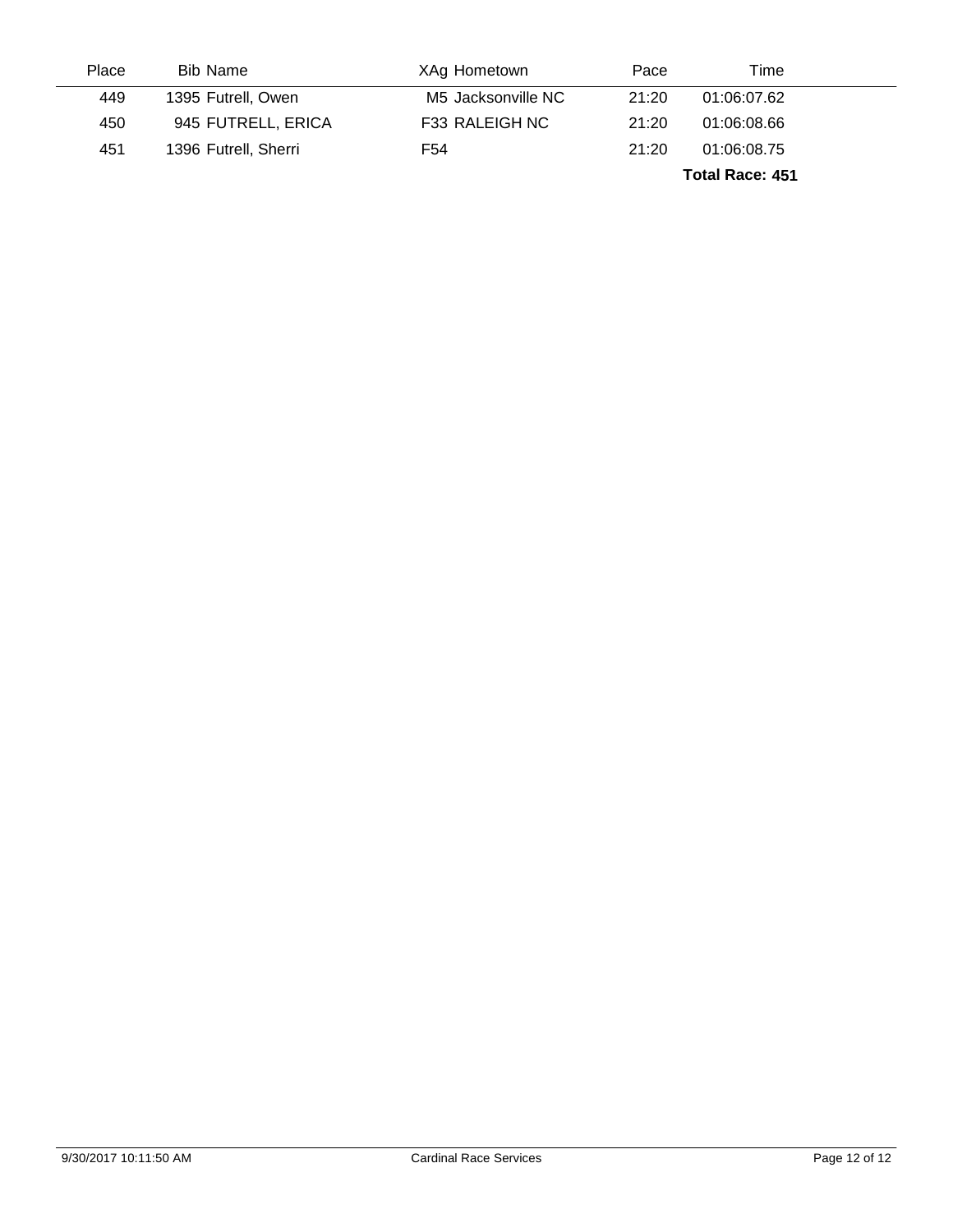| Place | Bib | Name | XAg | Hometown | Pace | Time |
|---|---|---|---|---|---|---|
| 449 | 1395 | Futrell, Owen | M5 | Jacksonville NC | 21:20 | 01:06:07.62 |
| 450 | 945 | FUTRELL, ERICA | F33 | RALEIGH NC | 21:20 | 01:06:08.66 |
| 451 | 1396 | Futrell, Sherri | F54 | | 21:20 | 01:06:08.75 |

**Total Race: 451**